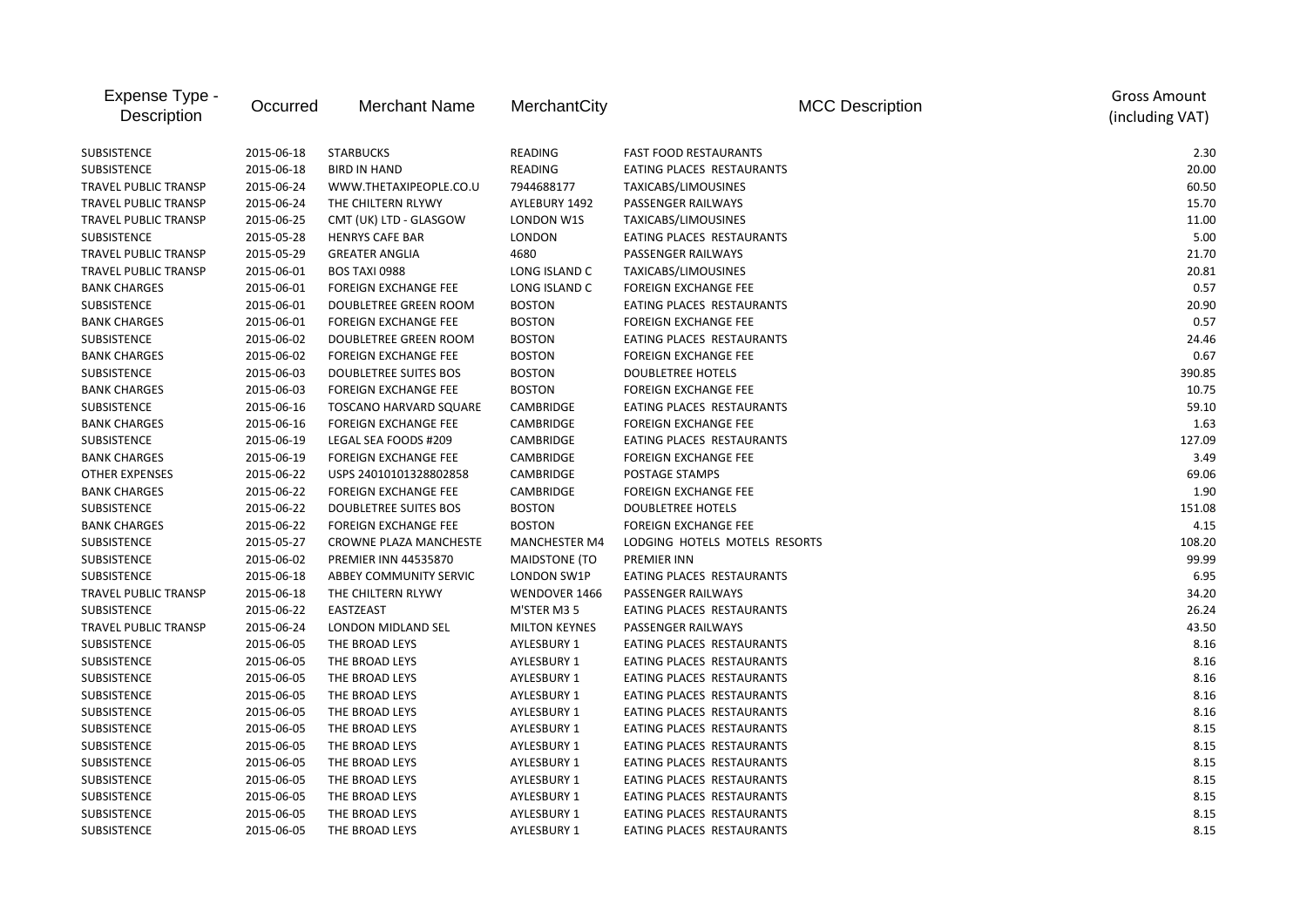| Expense Type - Description | Occurred | Merchant Name | MerchantCity | MCC Description | Gross Amount (including VAT) |
|---|---|---|---|---|---|
| SUBSISTENCE | 2015-06-18 | STARBUCKS | READING | FAST FOOD RESTAURANTS | 2.30 |
| SUBSISTENCE | 2015-06-18 | BIRD IN HAND | READING | EATING PLACES RESTAURANTS | 20.00 |
| TRAVEL PUBLIC TRANSP | 2015-06-24 | WWW.THETAXIPEOPLE.CO.U | 7944688177 | TAXICABS/LIMOUSINES | 60.50 |
| TRAVEL PUBLIC TRANSP | 2015-06-24 | THE CHILTERN RLYWY | AYLEBURY 1492 | PASSENGER RAILWAYS | 15.70 |
| TRAVEL PUBLIC TRANSP | 2015-06-25 | CMT (UK) LTD - GLASGOW | LONDON W1S | TAXICABS/LIMOUSINES | 11.00 |
| SUBSISTENCE | 2015-05-28 | HENRYS CAFE BAR | LONDON | EATING PLACES RESTAURANTS | 5.00 |
| TRAVEL PUBLIC TRANSP | 2015-05-29 | GREATER ANGLIA | 4680 | PASSENGER RAILWAYS | 21.70 |
| TRAVEL PUBLIC TRANSP | 2015-06-01 | BOS TAXI 0988 | LONG ISLAND C | TAXICABS/LIMOUSINES | 20.81 |
| BANK CHARGES | 2015-06-01 | FOREIGN EXCHANGE FEE | LONG ISLAND C | FOREIGN EXCHANGE FEE | 0.57 |
| SUBSISTENCE | 2015-06-01 | DOUBLETREE GREEN ROOM | BOSTON | EATING PLACES RESTAURANTS | 20.90 |
| BANK CHARGES | 2015-06-01 | FOREIGN EXCHANGE FEE | BOSTON | FOREIGN EXCHANGE FEE | 0.57 |
| SUBSISTENCE | 2015-06-02 | DOUBLETREE GREEN ROOM | BOSTON | EATING PLACES RESTAURANTS | 24.46 |
| BANK CHARGES | 2015-06-02 | FOREIGN EXCHANGE FEE | BOSTON | FOREIGN EXCHANGE FEE | 0.67 |
| SUBSISTENCE | 2015-06-03 | DOUBLETREE SUITES BOS | BOSTON | DOUBLETREE HOTELS | 390.85 |
| BANK CHARGES | 2015-06-03 | FOREIGN EXCHANGE FEE | BOSTON | FOREIGN EXCHANGE FEE | 10.75 |
| SUBSISTENCE | 2015-06-16 | TOSCANO HARVARD SQUARE | CAMBRIDGE | EATING PLACES RESTAURANTS | 59.10 |
| BANK CHARGES | 2015-06-16 | FOREIGN EXCHANGE FEE | CAMBRIDGE | FOREIGN EXCHANGE FEE | 1.63 |
| SUBSISTENCE | 2015-06-19 | LEGAL SEA FOODS #209 | CAMBRIDGE | EATING PLACES RESTAURANTS | 127.09 |
| BANK CHARGES | 2015-06-19 | FOREIGN EXCHANGE FEE | CAMBRIDGE | FOREIGN EXCHANGE FEE | 3.49 |
| OTHER EXPENSES | 2015-06-22 | USPS 24010101328802858 | CAMBRIDGE | POSTAGE STAMPS | 69.06 |
| BANK CHARGES | 2015-06-22 | FOREIGN EXCHANGE FEE | CAMBRIDGE | FOREIGN EXCHANGE FEE | 1.90 |
| SUBSISTENCE | 2015-06-22 | DOUBLETREE SUITES BOS | BOSTON | DOUBLETREE HOTELS | 151.08 |
| BANK CHARGES | 2015-06-22 | FOREIGN EXCHANGE FEE | BOSTON | FOREIGN EXCHANGE FEE | 4.15 |
| SUBSISTENCE | 2015-05-27 | CROWNE PLAZA MANCHESTE | MANCHESTER M4 | LODGING HOTELS MOTELS RESORTS | 108.20 |
| SUBSISTENCE | 2015-06-02 | PREMIER INN 44535870 | MAIDSTONE (TO | PREMIER INN | 99.99 |
| SUBSISTENCE | 2015-06-18 | ABBEY COMMUNITY SERVIC | LONDON SW1P | EATING PLACES RESTAURANTS | 6.95 |
| TRAVEL PUBLIC TRANSP | 2015-06-18 | THE CHILTERN RLYWY | WENDOVER 1466 | PASSENGER RAILWAYS | 34.20 |
| SUBSISTENCE | 2015-06-22 | EASTZEAST | M'STER M3 5 | EATING PLACES RESTAURANTS | 26.24 |
| TRAVEL PUBLIC TRANSP | 2015-06-24 | LONDON MIDLAND SEL | MILTON KEYNES | PASSENGER RAILWAYS | 43.50 |
| SUBSISTENCE | 2015-06-05 | THE BROAD LEYS | AYLESBURY 1 | EATING PLACES RESTAURANTS | 8.16 |
| SUBSISTENCE | 2015-06-05 | THE BROAD LEYS | AYLESBURY 1 | EATING PLACES RESTAURANTS | 8.16 |
| SUBSISTENCE | 2015-06-05 | THE BROAD LEYS | AYLESBURY 1 | EATING PLACES RESTAURANTS | 8.16 |
| SUBSISTENCE | 2015-06-05 | THE BROAD LEYS | AYLESBURY 1 | EATING PLACES RESTAURANTS | 8.16 |
| SUBSISTENCE | 2015-06-05 | THE BROAD LEYS | AYLESBURY 1 | EATING PLACES RESTAURANTS | 8.16 |
| SUBSISTENCE | 2015-06-05 | THE BROAD LEYS | AYLESBURY 1 | EATING PLACES RESTAURANTS | 8.15 |
| SUBSISTENCE | 2015-06-05 | THE BROAD LEYS | AYLESBURY 1 | EATING PLACES RESTAURANTS | 8.15 |
| SUBSISTENCE | 2015-06-05 | THE BROAD LEYS | AYLESBURY 1 | EATING PLACES RESTAURANTS | 8.15 |
| SUBSISTENCE | 2015-06-05 | THE BROAD LEYS | AYLESBURY 1 | EATING PLACES RESTAURANTS | 8.15 |
| SUBSISTENCE | 2015-06-05 | THE BROAD LEYS | AYLESBURY 1 | EATING PLACES RESTAURANTS | 8.15 |
| SUBSISTENCE | 2015-06-05 | THE BROAD LEYS | AYLESBURY 1 | EATING PLACES RESTAURANTS | 8.15 |
| SUBSISTENCE | 2015-06-05 | THE BROAD LEYS | AYLESBURY 1 | EATING PLACES RESTAURANTS | 8.15 |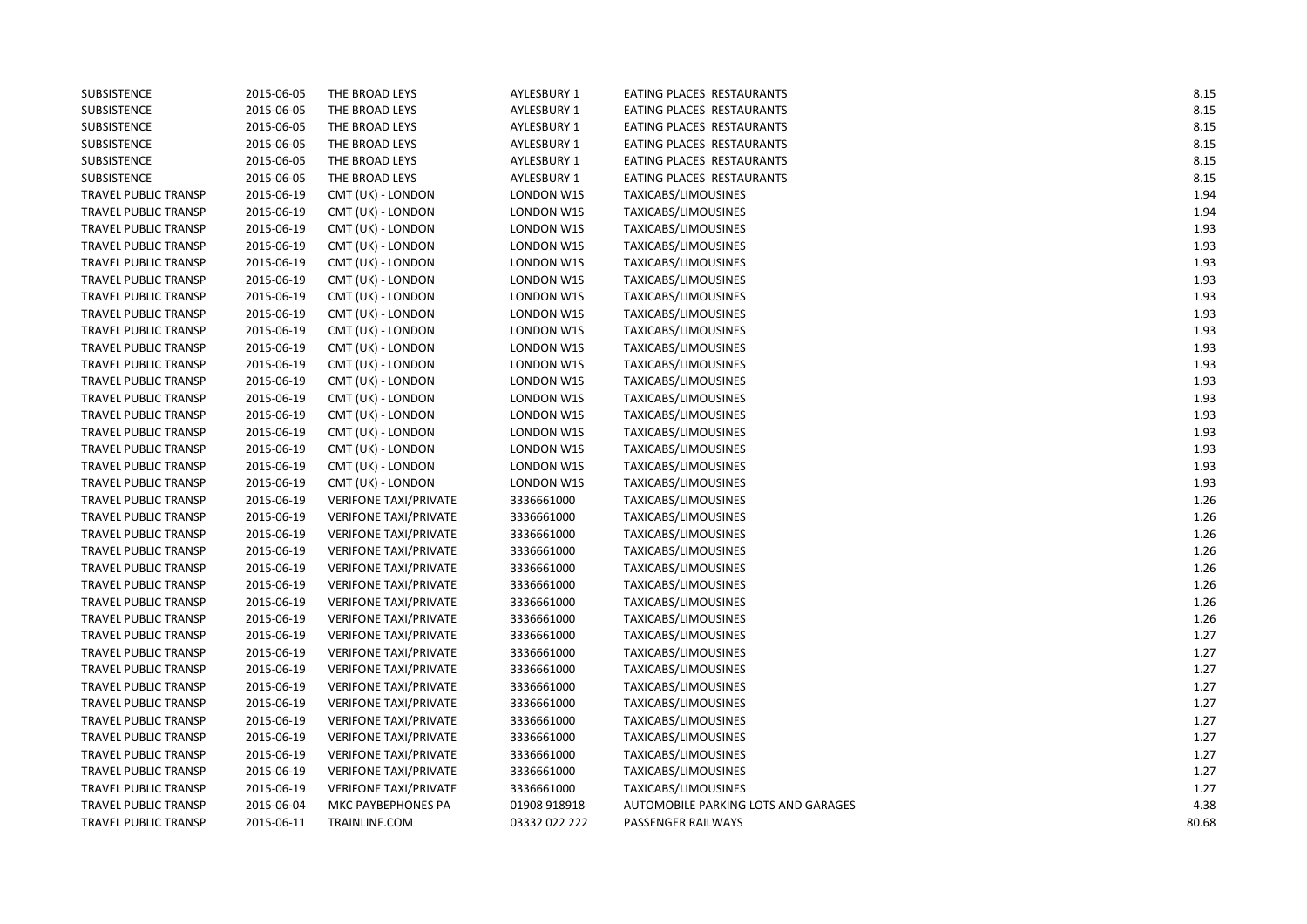| | | | | | |
|---|---|---|---|---|---|
| SUBSISTENCE | 2015-06-05 | THE BROAD LEYS | AYLESBURY 1 | EATING PLACES RESTAURANTS | 8.15 |
| SUBSISTENCE | 2015-06-05 | THE BROAD LEYS | AYLESBURY 1 | EATING PLACES RESTAURANTS | 8.15 |
| SUBSISTENCE | 2015-06-05 | THE BROAD LEYS | AYLESBURY 1 | EATING PLACES RESTAURANTS | 8.15 |
| SUBSISTENCE | 2015-06-05 | THE BROAD LEYS | AYLESBURY 1 | EATING PLACES RESTAURANTS | 8.15 |
| SUBSISTENCE | 2015-06-05 | THE BROAD LEYS | AYLESBURY 1 | EATING PLACES RESTAURANTS | 8.15 |
| SUBSISTENCE | 2015-06-05 | THE BROAD LEYS | AYLESBURY 1 | EATING PLACES RESTAURANTS | 8.15 |
| TRAVEL PUBLIC TRANSP | 2015-06-19 | CMT (UK) - LONDON | LONDON W1S | TAXICABS/LIMOUSINES | 1.94 |
| TRAVEL PUBLIC TRANSP | 2015-06-19 | CMT (UK) - LONDON | LONDON W1S | TAXICABS/LIMOUSINES | 1.94 |
| TRAVEL PUBLIC TRANSP | 2015-06-19 | CMT (UK) - LONDON | LONDON W1S | TAXICABS/LIMOUSINES | 1.93 |
| TRAVEL PUBLIC TRANSP | 2015-06-19 | CMT (UK) - LONDON | LONDON W1S | TAXICABS/LIMOUSINES | 1.93 |
| TRAVEL PUBLIC TRANSP | 2015-06-19 | CMT (UK) - LONDON | LONDON W1S | TAXICABS/LIMOUSINES | 1.93 |
| TRAVEL PUBLIC TRANSP | 2015-06-19 | CMT (UK) - LONDON | LONDON W1S | TAXICABS/LIMOUSINES | 1.93 |
| TRAVEL PUBLIC TRANSP | 2015-06-19 | CMT (UK) - LONDON | LONDON W1S | TAXICABS/LIMOUSINES | 1.93 |
| TRAVEL PUBLIC TRANSP | 2015-06-19 | CMT (UK) - LONDON | LONDON W1S | TAXICABS/LIMOUSINES | 1.93 |
| TRAVEL PUBLIC TRANSP | 2015-06-19 | CMT (UK) - LONDON | LONDON W1S | TAXICABS/LIMOUSINES | 1.93 |
| TRAVEL PUBLIC TRANSP | 2015-06-19 | CMT (UK) - LONDON | LONDON W1S | TAXICABS/LIMOUSINES | 1.93 |
| TRAVEL PUBLIC TRANSP | 2015-06-19 | CMT (UK) - LONDON | LONDON W1S | TAXICABS/LIMOUSINES | 1.93 |
| TRAVEL PUBLIC TRANSP | 2015-06-19 | CMT (UK) - LONDON | LONDON W1S | TAXICABS/LIMOUSINES | 1.93 |
| TRAVEL PUBLIC TRANSP | 2015-06-19 | CMT (UK) - LONDON | LONDON W1S | TAXICABS/LIMOUSINES | 1.93 |
| TRAVEL PUBLIC TRANSP | 2015-06-19 | CMT (UK) - LONDON | LONDON W1S | TAXICABS/LIMOUSINES | 1.93 |
| TRAVEL PUBLIC TRANSP | 2015-06-19 | CMT (UK) - LONDON | LONDON W1S | TAXICABS/LIMOUSINES | 1.93 |
| TRAVEL PUBLIC TRANSP | 2015-06-19 | CMT (UK) - LONDON | LONDON W1S | TAXICABS/LIMOUSINES | 1.93 |
| TRAVEL PUBLIC TRANSP | 2015-06-19 | CMT (UK) - LONDON | LONDON W1S | TAXICABS/LIMOUSINES | 1.93 |
| TRAVEL PUBLIC TRANSP | 2015-06-19 | CMT (UK) - LONDON | LONDON W1S | TAXICABS/LIMOUSINES | 1.93 |
| TRAVEL PUBLIC TRANSP | 2015-06-19 | VERIFONE TAXI/PRIVATE | 3336661000 | TAXICABS/LIMOUSINES | 1.26 |
| TRAVEL PUBLIC TRANSP | 2015-06-19 | VERIFONE TAXI/PRIVATE | 3336661000 | TAXICABS/LIMOUSINES | 1.26 |
| TRAVEL PUBLIC TRANSP | 2015-06-19 | VERIFONE TAXI/PRIVATE | 3336661000 | TAXICABS/LIMOUSINES | 1.26 |
| TRAVEL PUBLIC TRANSP | 2015-06-19 | VERIFONE TAXI/PRIVATE | 3336661000 | TAXICABS/LIMOUSINES | 1.26 |
| TRAVEL PUBLIC TRANSP | 2015-06-19 | VERIFONE TAXI/PRIVATE | 3336661000 | TAXICABS/LIMOUSINES | 1.26 |
| TRAVEL PUBLIC TRANSP | 2015-06-19 | VERIFONE TAXI/PRIVATE | 3336661000 | TAXICABS/LIMOUSINES | 1.26 |
| TRAVEL PUBLIC TRANSP | 2015-06-19 | VERIFONE TAXI/PRIVATE | 3336661000 | TAXICABS/LIMOUSINES | 1.26 |
| TRAVEL PUBLIC TRANSP | 2015-06-19 | VERIFONE TAXI/PRIVATE | 3336661000 | TAXICABS/LIMOUSINES | 1.26 |
| TRAVEL PUBLIC TRANSP | 2015-06-19 | VERIFONE TAXI/PRIVATE | 3336661000 | TAXICABS/LIMOUSINES | 1.27 |
| TRAVEL PUBLIC TRANSP | 2015-06-19 | VERIFONE TAXI/PRIVATE | 3336661000 | TAXICABS/LIMOUSINES | 1.27 |
| TRAVEL PUBLIC TRANSP | 2015-06-19 | VERIFONE TAXI/PRIVATE | 3336661000 | TAXICABS/LIMOUSINES | 1.27 |
| TRAVEL PUBLIC TRANSP | 2015-06-19 | VERIFONE TAXI/PRIVATE | 3336661000 | TAXICABS/LIMOUSINES | 1.27 |
| TRAVEL PUBLIC TRANSP | 2015-06-19 | VERIFONE TAXI/PRIVATE | 3336661000 | TAXICABS/LIMOUSINES | 1.27 |
| TRAVEL PUBLIC TRANSP | 2015-06-19 | VERIFONE TAXI/PRIVATE | 3336661000 | TAXICABS/LIMOUSINES | 1.27 |
| TRAVEL PUBLIC TRANSP | 2015-06-19 | VERIFONE TAXI/PRIVATE | 3336661000 | TAXICABS/LIMOUSINES | 1.27 |
| TRAVEL PUBLIC TRANSP | 2015-06-19 | VERIFONE TAXI/PRIVATE | 3336661000 | TAXICABS/LIMOUSINES | 1.27 |
| TRAVEL PUBLIC TRANSP | 2015-06-19 | VERIFONE TAXI/PRIVATE | 3336661000 | TAXICABS/LIMOUSINES | 1.27 |
| TRAVEL PUBLIC TRANSP | 2015-06-19 | VERIFONE TAXI/PRIVATE | 3336661000 | TAXICABS/LIMOUSINES | 1.27 |
| TRAVEL PUBLIC TRANSP | 2015-06-04 | MKC PAYBEPHONES PA | 01908 918918 | AUTOMOBILE PARKING LOTS AND GARAGES | 4.38 |
| TRAVEL PUBLIC TRANSP | 2015-06-11 | TRAINLINE.COM | 03332 022 222 | PASSENGER RAILWAYS | 80.68 |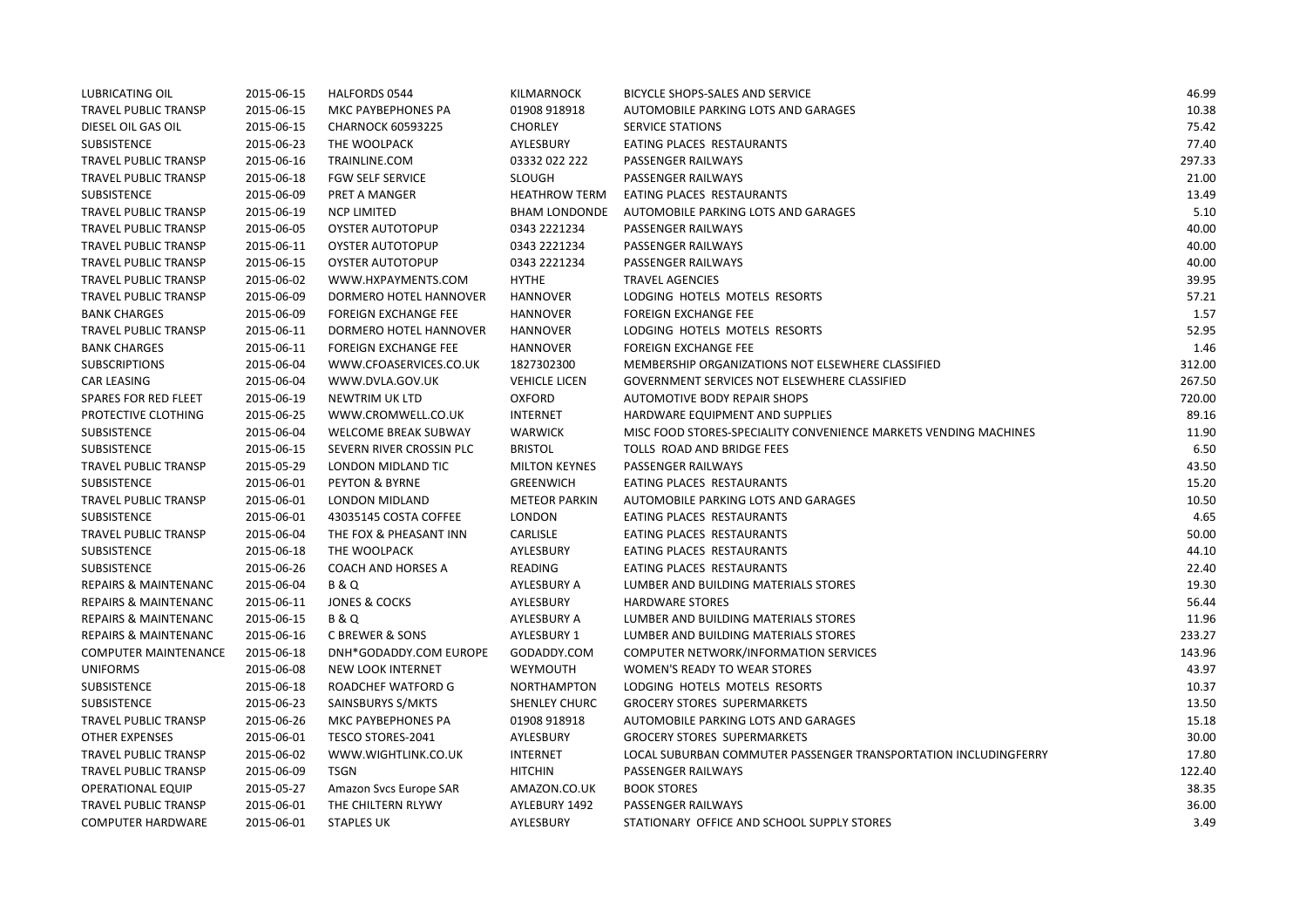| | | | | | |
|---|---|---|---|---|---|
| LUBRICATING OIL | 2015-06-15 | HALFORDS 0544 | KILMARNOCK | BICYCLE SHOPS-SALES AND SERVICE | 46.99 |
| TRAVEL PUBLIC TRANSP | 2015-06-15 | MKC PAYBEPHONES PA | 01908 918918 | AUTOMOBILE PARKING LOTS AND GARAGES | 10.38 |
| DIESEL OIL GAS OIL | 2015-06-15 | CHARNOCK 60593225 | CHORLEY | SERVICE STATIONS | 75.42 |
| SUBSISTENCE | 2015-06-23 | THE WOOLPACK | AYLESBURY | EATING PLACES RESTAURANTS | 77.40 |
| TRAVEL PUBLIC TRANSP | 2015-06-16 | TRAINLINE.COM | 03332 022 222 | PASSENGER RAILWAYS | 297.33 |
| TRAVEL PUBLIC TRANSP | 2015-06-18 | FGW SELF SERVICE | SLOUGH | PASSENGER RAILWAYS | 21.00 |
| SUBSISTENCE | 2015-06-09 | PRET A MANGER | HEATHROW TERM | EATING PLACES RESTAURANTS | 13.49 |
| TRAVEL PUBLIC TRANSP | 2015-06-19 | NCP LIMITED | BHAM LONDONDE | AUTOMOBILE PARKING LOTS AND GARAGES | 5.10 |
| TRAVEL PUBLIC TRANSP | 2015-06-05 | OYSTER AUTOTOPUP | 0343 2221234 | PASSENGER RAILWAYS | 40.00 |
| TRAVEL PUBLIC TRANSP | 2015-06-11 | OYSTER AUTOTOPUP | 0343 2221234 | PASSENGER RAILWAYS | 40.00 |
| TRAVEL PUBLIC TRANSP | 2015-06-15 | OYSTER AUTOTOPUP | 0343 2221234 | PASSENGER RAILWAYS | 40.00 |
| TRAVEL PUBLIC TRANSP | 2015-06-02 | WWW.HXPAYMENTS.COM | HYTHE | TRAVEL AGENCIES | 39.95 |
| TRAVEL PUBLIC TRANSP | 2015-06-09 | DORMERO HOTEL HANNOVER | HANNOVER | LODGING HOTELS MOTELS RESORTS | 57.21 |
| BANK CHARGES | 2015-06-09 | FOREIGN EXCHANGE FEE | HANNOVER | FOREIGN EXCHANGE FEE | 1.57 |
| TRAVEL PUBLIC TRANSP | 2015-06-11 | DORMERO HOTEL HANNOVER | HANNOVER | LODGING HOTELS MOTELS RESORTS | 52.95 |
| BANK CHARGES | 2015-06-11 | FOREIGN EXCHANGE FEE | HANNOVER | FOREIGN EXCHANGE FEE | 1.46 |
| SUBSCRIPTIONS | 2015-06-04 | WWW.CFOASERVICES.CO.UK | 1827302300 | MEMBERSHIP ORGANIZATIONS NOT ELSEWHERE CLASSIFIED | 312.00 |
| CAR LEASING | 2015-06-04 | WWW.DVLA.GOV.UK | VEHICLE LICEN | GOVERNMENT SERVICES NOT ELSEWHERE CLASSIFIED | 267.50 |
| SPARES FOR RED FLEET | 2015-06-19 | NEWTRIM UK LTD | OXFORD | AUTOMOTIVE BODY REPAIR SHOPS | 720.00 |
| PROTECTIVE CLOTHING | 2015-06-25 | WWW.CROMWELL.CO.UK | INTERNET | HARDWARE EQUIPMENT AND SUPPLIES | 89.16 |
| SUBSISTENCE | 2015-06-04 | WELCOME BREAK SUBWAY | WARWICK | MISC FOOD STORES-SPECIALITY CONVENIENCE MARKETS VENDING MACHINES | 11.90 |
| SUBSISTENCE | 2015-06-15 | SEVERN RIVER CROSSIN PLC | BRISTOL | TOLLS ROAD AND BRIDGE FEES | 6.50 |
| TRAVEL PUBLIC TRANSP | 2015-05-29 | LONDON MIDLAND TIC | MILTON KEYNES | PASSENGER RAILWAYS | 43.50 |
| SUBSISTENCE | 2015-06-01 | PEYTON & BYRNE | GREENWICH | EATING PLACES RESTAURANTS | 15.20 |
| TRAVEL PUBLIC TRANSP | 2015-06-01 | LONDON MIDLAND | METEOR PARKIN | AUTOMOBILE PARKING LOTS AND GARAGES | 10.50 |
| SUBSISTENCE | 2015-06-01 | 43035145 COSTA COFFEE | LONDON | EATING PLACES RESTAURANTS | 4.65 |
| TRAVEL PUBLIC TRANSP | 2015-06-04 | THE FOX & PHEASANT INN | CARLISLE | EATING PLACES RESTAURANTS | 50.00 |
| SUBSISTENCE | 2015-06-18 | THE WOOLPACK | AYLESBURY | EATING PLACES RESTAURANTS | 44.10 |
| SUBSISTENCE | 2015-06-26 | COACH AND HORSES A | READING | EATING PLACES RESTAURANTS | 22.40 |
| REPAIRS & MAINTENANC | 2015-06-04 | B & Q | AYLESBURY A | LUMBER AND BUILDING MATERIALS STORES | 19.30 |
| REPAIRS & MAINTENANC | 2015-06-11 | JONES & COCKS | AYLESBURY | HARDWARE STORES | 56.44 |
| REPAIRS & MAINTENANC | 2015-06-15 | B & Q | AYLESBURY A | LUMBER AND BUILDING MATERIALS STORES | 11.96 |
| REPAIRS & MAINTENANC | 2015-06-16 | C BREWER & SONS | AYLESBURY 1 | LUMBER AND BUILDING MATERIALS STORES | 233.27 |
| COMPUTER MAINTENANCE | 2015-06-18 | DNH*GODADDY.COM EUROPE | GODADDY.COM | COMPUTER NETWORK/INFORMATION SERVICES | 143.96 |
| UNIFORMS | 2015-06-08 | NEW LOOK INTERNET | WEYMOUTH | WOMEN'S READY TO WEAR STORES | 43.97 |
| SUBSISTENCE | 2015-06-18 | ROADCHEF WATFORD G | NORTHAMPTON | LODGING HOTELS MOTELS RESORTS | 10.37 |
| SUBSISTENCE | 2015-06-23 | SAINSBURYS S/MKTS | SHENLEY CHURC | GROCERY STORES SUPERMARKETS | 13.50 |
| TRAVEL PUBLIC TRANSP | 2015-06-26 | MKC PAYBEPHONES PA | 01908 918918 | AUTOMOBILE PARKING LOTS AND GARAGES | 15.18 |
| OTHER EXPENSES | 2015-06-01 | TESCO STORES-2041 | AYLESBURY | GROCERY STORES SUPERMARKETS | 30.00 |
| TRAVEL PUBLIC TRANSP | 2015-06-02 | WWW.WIGHTLINK.CO.UK | INTERNET | LOCAL SUBURBAN COMMUTER PASSENGER TRANSPORTATION INCLUDINGFERRY | 17.80 |
| TRAVEL PUBLIC TRANSP | 2015-06-09 | TSGN | HITCHIN | PASSENGER RAILWAYS | 122.40 |
| OPERATIONAL EQUIP | 2015-05-27 | Amazon Svcs Europe SAR | AMAZON.CO.UK | BOOK STORES | 38.35 |
| TRAVEL PUBLIC TRANSP | 2015-06-01 | THE CHILTERN RLYWY | AYLEBURY 1492 | PASSENGER RAILWAYS | 36.00 |
| COMPUTER HARDWARE | 2015-06-01 | STAPLES UK | AYLESBURY | STATIONARY OFFICE AND SCHOOL SUPPLY STORES | 3.49 |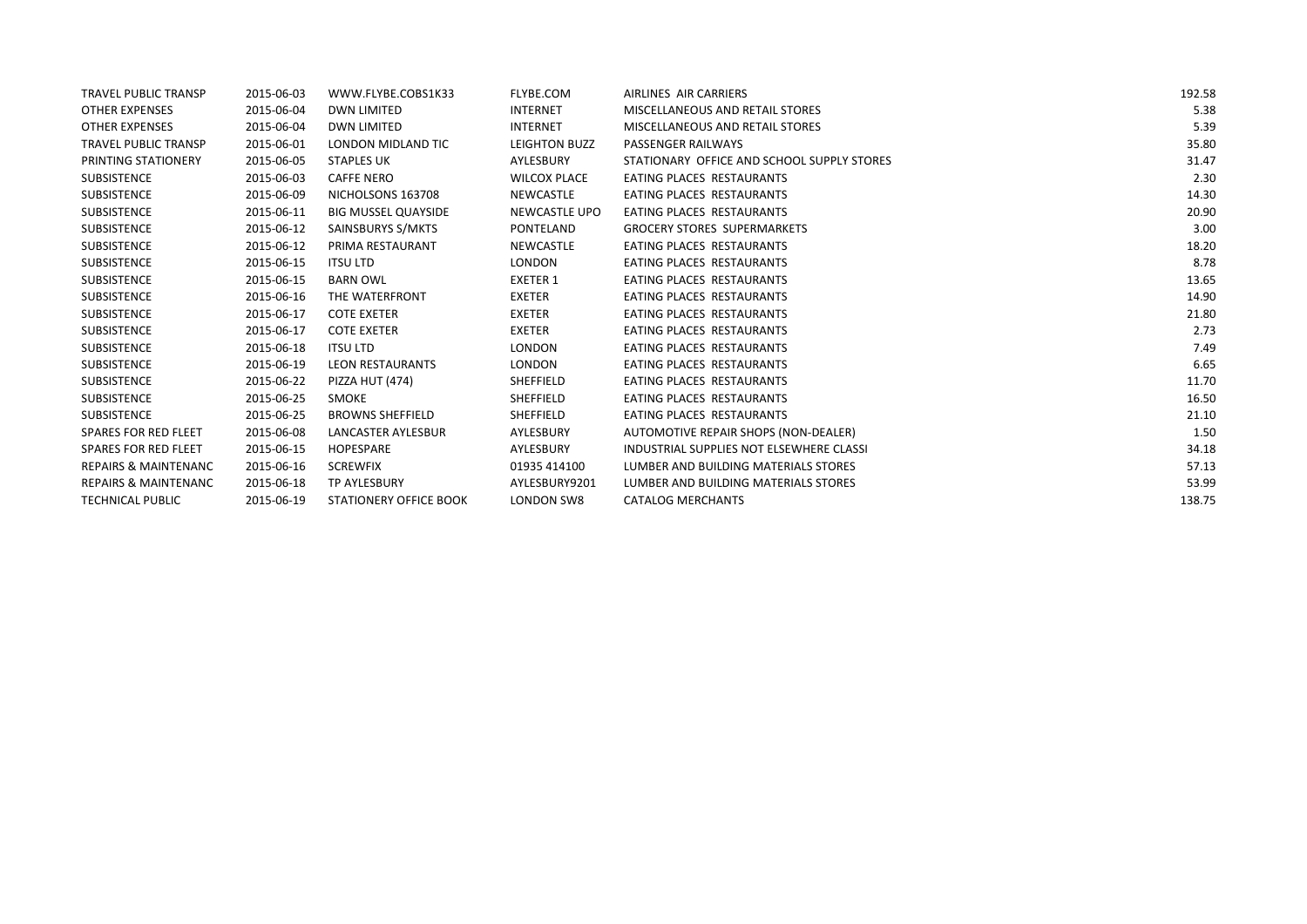| | | | | | |
|---|---|---|---|---|---|
| TRAVEL PUBLIC TRANSP | 2015-06-03 | WWW.FLYBE.COBS1K33 | FLYBE.COM | AIRLINES AIR CARRIERS | 192.58 |
| OTHER EXPENSES | 2015-06-04 | DWN LIMITED | INTERNET | MISCELLANEOUS AND RETAIL STORES | 5.38 |
| OTHER EXPENSES | 2015-06-04 | DWN LIMITED | INTERNET | MISCELLANEOUS AND RETAIL STORES | 5.39 |
| TRAVEL PUBLIC TRANSP | 2015-06-01 | LONDON MIDLAND TIC | LEIGHTON BUZZ | PASSENGER RAILWAYS | 35.80 |
| PRINTING STATIONERY | 2015-06-05 | STAPLES UK | AYLESBURY | STATIONARY OFFICE AND SCHOOL SUPPLY STORES | 31.47 |
| SUBSISTENCE | 2015-06-03 | CAFFE NERO | WILCOX PLACE | EATING PLACES RESTAURANTS | 2.30 |
| SUBSISTENCE | 2015-06-09 | NICHOLSONS 163708 | NEWCASTLE | EATING PLACES RESTAURANTS | 14.30 |
| SUBSISTENCE | 2015-06-11 | BIG MUSSEL QUAYSIDE | NEWCASTLE UPO | EATING PLACES RESTAURANTS | 20.90 |
| SUBSISTENCE | 2015-06-12 | SAINSBURYS S/MKTS | PONTELAND | GROCERY STORES SUPERMARKETS | 3.00 |
| SUBSISTENCE | 2015-06-12 | PRIMA RESTAURANT | NEWCASTLE | EATING PLACES RESTAURANTS | 18.20 |
| SUBSISTENCE | 2015-06-15 | ITSU LTD | LONDON | EATING PLACES RESTAURANTS | 8.78 |
| SUBSISTENCE | 2015-06-15 | BARN OWL | EXETER 1 | EATING PLACES RESTAURANTS | 13.65 |
| SUBSISTENCE | 2015-06-16 | THE WATERFRONT | EXETER | EATING PLACES RESTAURANTS | 14.90 |
| SUBSISTENCE | 2015-06-17 | COTE EXETER | EXETER | EATING PLACES RESTAURANTS | 21.80 |
| SUBSISTENCE | 2015-06-17 | COTE EXETER | EXETER | EATING PLACES RESTAURANTS | 2.73 |
| SUBSISTENCE | 2015-06-18 | ITSU LTD | LONDON | EATING PLACES RESTAURANTS | 7.49 |
| SUBSISTENCE | 2015-06-19 | LEON RESTAURANTS | LONDON | EATING PLACES RESTAURANTS | 6.65 |
| SUBSISTENCE | 2015-06-22 | PIZZA HUT (474) | SHEFFIELD | EATING PLACES RESTAURANTS | 11.70 |
| SUBSISTENCE | 2015-06-25 | SMOKE | SHEFFIELD | EATING PLACES RESTAURANTS | 16.50 |
| SUBSISTENCE | 2015-06-25 | BROWNS SHEFFIELD | SHEFFIELD | EATING PLACES RESTAURANTS | 21.10 |
| SPARES FOR RED FLEET | 2015-06-08 | LANCASTER AYLESBUR | AYLESBURY | AUTOMOTIVE REPAIR SHOPS (NON-DEALER) | 1.50 |
| SPARES FOR RED FLEET | 2015-06-15 | HOPESPARE | AYLESBURY | INDUSTRIAL SUPPLIES NOT ELSEWHERE CLASSI | 34.18 |
| REPAIRS & MAINTENANC | 2015-06-16 | SCREWFIX | 01935 414100 | LUMBER AND BUILDING MATERIALS STORES | 57.13 |
| REPAIRS & MAINTENANC | 2015-06-18 | TP AYLESBURY | AYLESBURY9201 | LUMBER AND BUILDING MATERIALS STORES | 53.99 |
| TECHNICAL PUBLIC | 2015-06-19 | STATIONERY OFFICE BOOK | LONDON SW8 | CATALOG MERCHANTS | 138.75 |